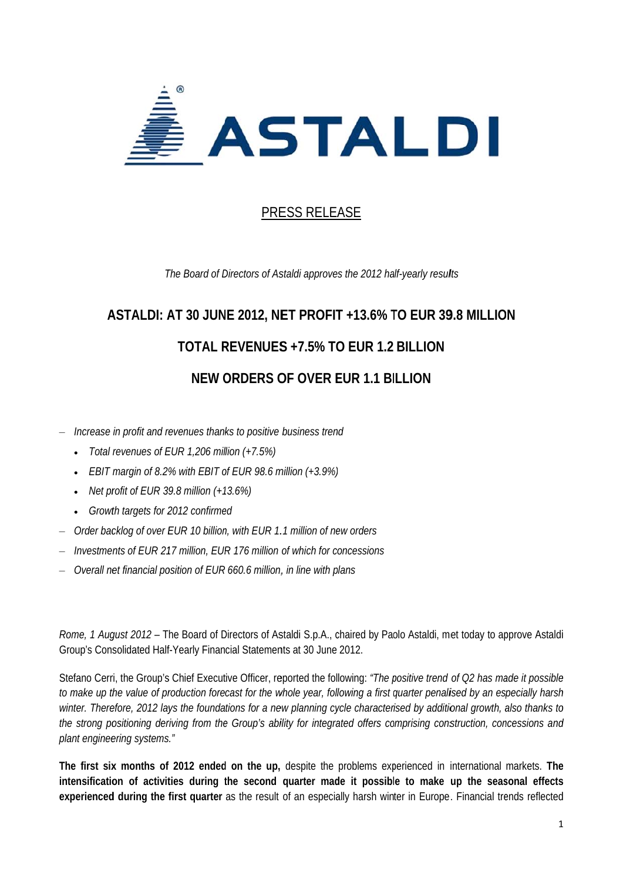ASTALDI

PRESS RELEASE

*The Board of Directors of Astaldi approves the 2012 half-yearly results*

# ASTALDI: AT 30 JUNE 2012, NET PROFIT +13.6% TO EUR 39.8 MILLION

# TOTAL REVENUES +7.5% TO EUR 1.2 BILLION

# NEW ORDERS OF OVER EUR 1.1 BILLION

- *Increase in profit and revenues thanks to positive business trend*
  - *Total revenues of EUR 1,206 million (+7.5%)*
  - *EBIT margin of 8.2% with EBIT of EUR 98.6 million (+3.9%)*
  - *Net profit of EUR 39.8 million (+13.6%)*
  - *Growth targets for 2012 confirmed*
- *Order backlog of over EUR 10 billion, with EUR 1.1 million of new orders*
- *Investments of EUR 217 million, EUR 176 million of which for concessions*
- *Overall net financial position of EUR 660.6 million, in line with plans*

*Rome, 1 August 2012* – The Board of Directors of Astaldi S.p.A., chaired by Paolo Astaldi, met today to approve Astaldi Group's Consolidated Half-Yearly Financial Statements at 30 June 2012.

Stefano Cerri, the Group's Chief Executive Officer, reported the following: *"The positive trend of Q2 has made it possible to make up the value of production forecast for the whole year, following a first quarter penalised by an especially harsh winter. Therefore, 2012 lays the foundations for a new planning cycle characterised by additional growth, also thanks to the strong positioning deriving from the Group's ability for integrated offers comprising construction, concessions and plant engineering systems."*

**The first six months of 2012 ended on the up,** despite the problems experienced in international markets. **The intensification of activities during the second quarter made it possible to make up the seasonal effects experienced during the first quarter** as the result of an especially harsh winter in Europe. Financial trends reflected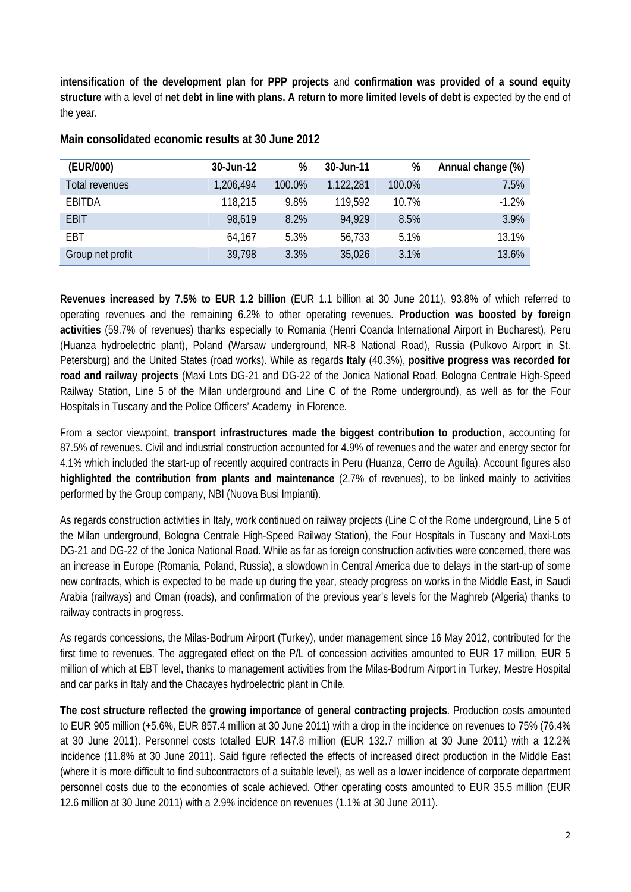**intensification of the development plan for PPP projects** and **confirmation was provided of a sound equity structure** with a level of **net debt in line with plans. A return to more limited levels of debt** is expected by the end of the year.

## Main consolidated economic results at 30 June 2012

| (EUR/000) | 30-Jun-12 | % | 30-Jun-11 | % | Annual change (%) |
|---|---|---|---|---|---|
| Total revenues | 1,206,494 | 100.0% | 1,122,281 | 100.0% | 7.5% |
| EBITDA | 118,215 | 9.8% | 119,592 | 10.7% | -1.2% |
| EBIT | 98,619 | 8.2% | 94,929 | 8.5% | 3.9% |
| EBT | 64,167 | 5.3% | 56,733 | 5.1% | 13.1% |
| Group net profit | 39,798 | 3.3% | 35,026 | 3.1% | 13.6% |

**Revenues increased by 7.5% to EUR 1.2 billion** (EUR 1.1 billion at 30 June 2011), 93.8% of which referred to operating revenues and the remaining 6.2% to other operating revenues. **Production was boosted by foreign activities** (59.7% of revenues) thanks especially to Romania (Henri Coanda International Airport in Bucharest), Peru (Huanza hydroelectric plant), Poland (Warsaw underground, NR-8 National Road), Russia (Pulkovo Airport in St. Petersburg) and the United States (road works). While as regards **Italy** (40.3%), **positive progress was recorded for road and railway projects** (Maxi Lots DG-21 and DG-22 of the Jonica National Road, Bologna Centrale High-Speed Railway Station, Line 5 of the Milan underground and Line C of the Rome underground), as well as for the Four Hospitals in Tuscany and the Police Officers' Academy in Florence.

From a sector viewpoint, **transport infrastructures made the biggest contribution to production**, accounting for 87.5% of revenues. Civil and industrial construction accounted for 4.9% of revenues and the water and energy sector for 4.1% which included the start-up of recently acquired contracts in Peru (Huanza, Cerro de Aguila). Account figures also **highlighted the contribution from plants and maintenance** (2.7% of revenues), to be linked mainly to activities performed by the Group company, NBI (Nuova Busi Impianti).

As regards construction activities in Italy, work continued on railway projects (Line C of the Rome underground, Line 5 of the Milan underground, Bologna Centrale High-Speed Railway Station), the Four Hospitals in Tuscany and Maxi-Lots DG-21 and DG-22 of the Jonica National Road. While as far as foreign construction activities were concerned, there was an increase in Europe (Romania, Poland, Russia), a slowdown in Central America due to delays in the start-up of some new contracts, which is expected to be made up during the year, steady progress on works in the Middle East, in Saudi Arabia (railways) and Oman (roads), and confirmation of the previous year's levels for the Maghreb (Algeria) thanks to railway contracts in progress.

As regards concessions**,** the Milas-Bodrum Airport (Turkey), under management since 16 May 2012, contributed for the first time to revenues. The aggregated effect on the P/L of concession activities amounted to EUR 17 million, EUR 5 million of which at EBT level, thanks to management activities from the Milas-Bodrum Airport in Turkey, Mestre Hospital and car parks in Italy and the Chacayes hydroelectric plant in Chile.

**The cost structure reflected the growing importance of general contracting projects**. Production costs amounted to EUR 905 million (+5.6%, EUR 857.4 million at 30 June 2011) with a drop in the incidence on revenues to 75% (76.4% at 30 June 2011). Personnel costs totalled EUR 147.8 million (EUR 132.7 million at 30 June 2011) with a 12.2% incidence (11.8% at 30 June 2011). Said figure reflected the effects of increased direct production in the Middle East (where it is more difficult to find subcontractors of a suitable level), as well as a lower incidence of corporate department personnel costs due to the economies of scale achieved. Other operating costs amounted to EUR 35.5 million (EUR 12.6 million at 30 June 2011) with a 2.9% incidence on revenues (1.1% at 30 June 2011).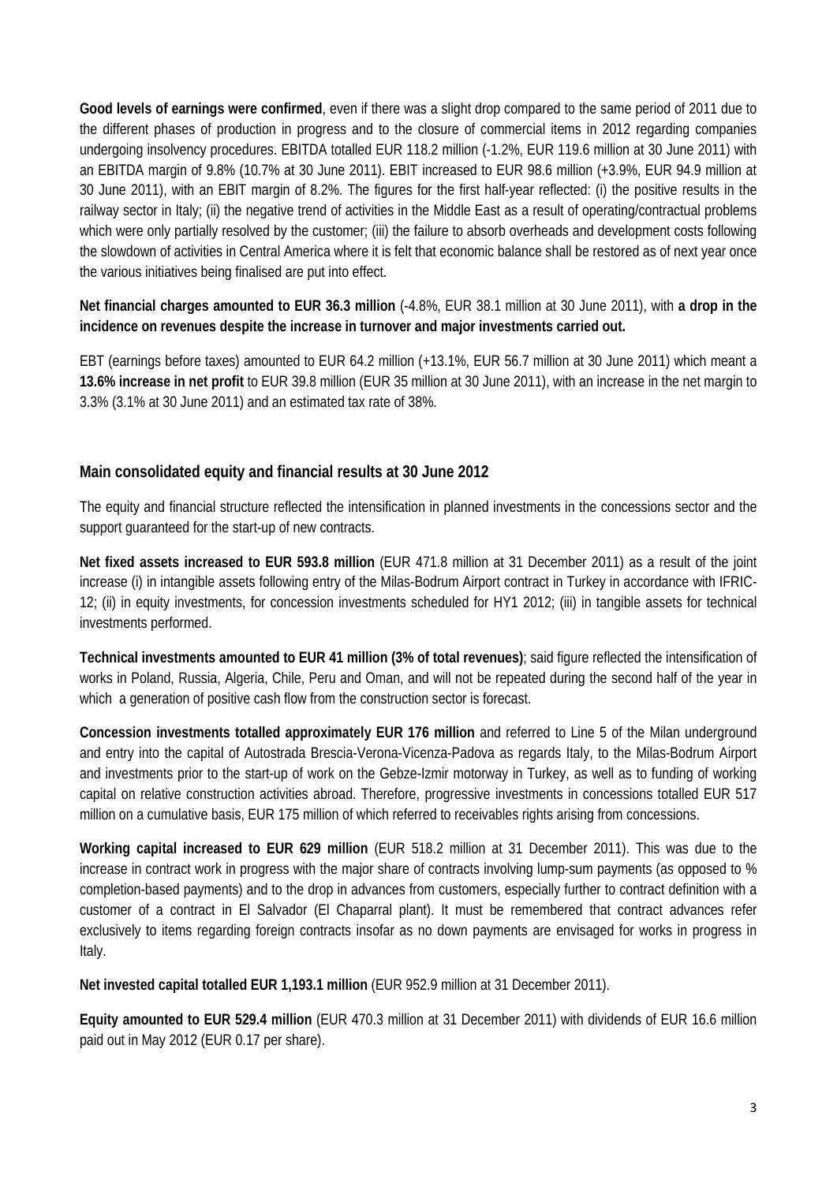**Good levels of earnings were confirmed**, even if there was a slight drop compared to the same period of 2011 due to the different phases of production in progress and to the closure of commercial items in 2012 regarding companies undergoing insolvency procedures. EBITDA totalled EUR 118.2 million (-1.2%, EUR 119.6 million at 30 June 2011) with an EBITDA margin of 9.8% (10.7% at 30 June 2011). EBIT increased to EUR 98.6 million (+3.9%, EUR 94.9 million at 30 June 2011), with an EBIT margin of 8.2%. The figures for the first half-year reflected: (i) the positive results in the railway sector in Italy; (ii) the negative trend of activities in the Middle East as a result of operating/contractual problems which were only partially resolved by the customer; (iii) the failure to absorb overheads and development costs following the slowdown of activities in Central America where it is felt that economic balance shall be restored as of next year once the various initiatives being finalised are put into effect.

**Net financial charges amounted to EUR 36.3 million** (-4.8%, EUR 38.1 million at 30 June 2011), with **a drop in the incidence on revenues despite the increase in turnover and major investments carried out.**

EBT (earnings before taxes) amounted to EUR 64.2 million (+13.1%, EUR 56.7 million at 30 June 2011) which meant a **13.6% increase in net profit** to EUR 39.8 million (EUR 35 million at 30 June 2011), with an increase in the net margin to 3.3% (3.1% at 30 June 2011) and an estimated tax rate of 38%.

## Main consolidated equity and financial results at 30 June 2012

The equity and financial structure reflected the intensification in planned investments in the concessions sector and the support guaranteed for the start-up of new contracts.

**Net fixed assets increased to EUR 593.8 million** (EUR 471.8 million at 31 December 2011) as a result of the joint increase (i) in intangible assets following entry of the Milas-Bodrum Airport contract in Turkey in accordance with IFRIC-12; (ii) in equity investments, for concession investments scheduled for HY1 2012; (iii) in tangible assets for technical investments performed.

**Technical investments amounted to EUR 41 million (3% of total revenues)**; said figure reflected the intensification of works in Poland, Russia, Algeria, Chile, Peru and Oman, and will not be repeated during the second half of the year in which a generation of positive cash flow from the construction sector is forecast.

**Concession investments totalled approximately EUR 176 million** and referred to Line 5 of the Milan underground and entry into the capital of Autostrada Brescia-Verona-Vicenza-Padova as regards Italy, to the Milas-Bodrum Airport and investments prior to the start-up of work on the Gebze-Izmir motorway in Turkey, as well as to funding of working capital on relative construction activities abroad. Therefore, progressive investments in concessions totalled EUR 517 million on a cumulative basis, EUR 175 million of which referred to receivables rights arising from concessions.

**Working capital increased to EUR 629 million** (EUR 518.2 million at 31 December 2011). This was due to the increase in contract work in progress with the major share of contracts involving lump-sum payments (as opposed to % completion-based payments) and to the drop in advances from customers, especially further to contract definition with a customer of a contract in El Salvador (El Chaparral plant). It must be remembered that contract advances refer exclusively to items regarding foreign contracts insofar as no down payments are envisaged for works in progress in Italy.

**Net invested capital totalled EUR 1,193.1 million** (EUR 952.9 million at 31 December 2011).

**Equity amounted to EUR 529.4 million** (EUR 470.3 million at 31 December 2011) with dividends of EUR 16.6 million paid out in May 2012 (EUR 0.17 per share).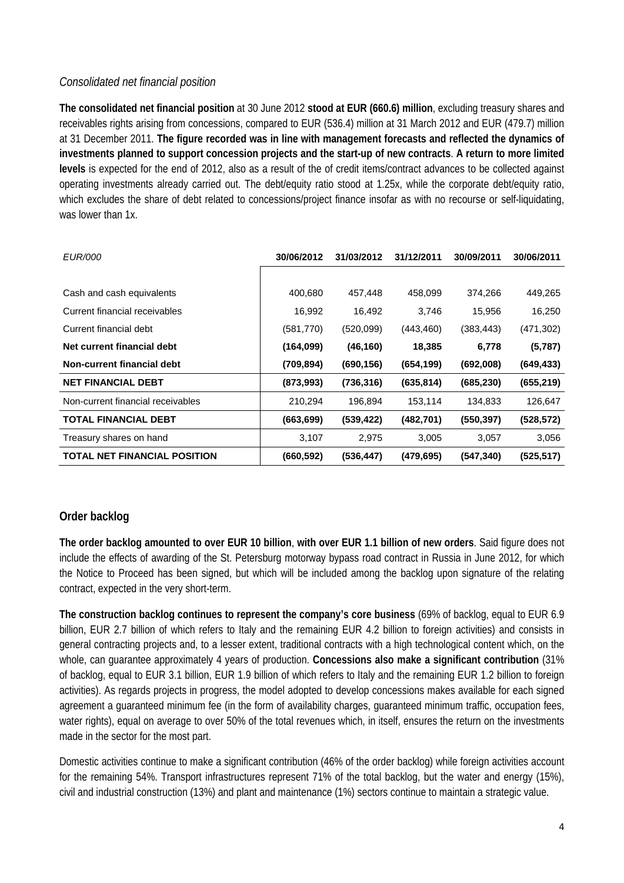*Consolidated net financial position*

**The consolidated net financial position** at 30 June 2012 **stood at EUR (660.6) million**, excluding treasury shares and receivables rights arising from concessions, compared to EUR (536.4) million at 31 March 2012 and EUR (479.7) million at 31 December 2011. **The figure recorded was in line with management forecasts and reflected the dynamics of investments planned to support concession projects and the start-up of new contracts**. **A return to more limited levels** is expected for the end of 2012, also as a result of the of credit items/contract advances to be collected against operating investments already carried out. The debt/equity ratio stood at 1.25x, while the corporate debt/equity ratio, which excludes the share of debt related to concessions/project finance insofar as with no recourse or self-liquidating, was lower than 1x.

| *EUR/000* | **30/06/2012** | **31/03/2012** | **31/12/2011** | **30/09/2011** | **30/06/2011** |
|---|---|---|---|---|---|
| Cash and cash equivalents | 400,680 | 457,448 | 458,099 | 374,266 | 449,265 |
| Current financial receivables | 16,992 | 16,492 | 3,746 | 15,956 | 16,250 |
| Current financial debt | (581,770) | (520,099) | (443,460) | (383,443) | (471,302) |
| **Net current financial debt** | **(164,099)** | **(46,160)** | **18,385** | **6,778** | **(5,787)** |
| **Non-current financial debt** | **(709,894)** | **(690,156)** | **(654,199)** | **(692,008)** | **(649,433)** |
| **NET FINANCIAL DEBT** | **(873,993)** | **(736,316)** | **(635,814)** | **(685,230)** | **(655,219)** |
| Non-current financial receivables | 210,294 | 196,894 | 153,114 | 134,833 | 126,647 |
| **TOTAL FINANCIAL DEBT** | **(663,699)** | **(539,422)** | **(482,701)** | **(550,397)** | **(528,572)** |
| Treasury shares on hand | 3,107 | 2,975 | 3,005 | 3,057 | 3,056 |
| **TOTAL NET FINANCIAL POSITION** | **(660,592)** | **(536,447)** | **(479,695)** | **(547,340)** | **(525,517)** |

## Order backlog

**The order backlog amounted to over EUR 10 billion**, **with over EUR 1.1 billion of new orders**. Said figure does not include the effects of awarding of the St. Petersburg motorway bypass road contract in Russia in June 2012, for which the Notice to Proceed has been signed, but which will be included among the backlog upon signature of the relating contract, expected in the very short-term.

**The construction backlog continues to represent the company's core business** (69% of backlog, equal to EUR 6.9 billion, EUR 2.7 billion of which refers to Italy and the remaining EUR 4.2 billion to foreign activities) and consists in general contracting projects and, to a lesser extent, traditional contracts with a high technological content which, on the whole, can guarantee approximately 4 years of production. **Concessions also make a significant contribution** (31% of backlog, equal to EUR 3.1 billion, EUR 1.9 billion of which refers to Italy and the remaining EUR 1.2 billion to foreign activities). As regards projects in progress, the model adopted to develop concessions makes available for each signed agreement a guaranteed minimum fee (in the form of availability charges, guaranteed minimum traffic, occupation fees, water rights), equal on average to over 50% of the total revenues which, in itself, ensures the return on the investments made in the sector for the most part.

Domestic activities continue to make a significant contribution (46% of the order backlog) while foreign activities account for the remaining 54%. Transport infrastructures represent 71% of the total backlog, but the water and energy (15%), civil and industrial construction (13%) and plant and maintenance (1%) sectors continue to maintain a strategic value.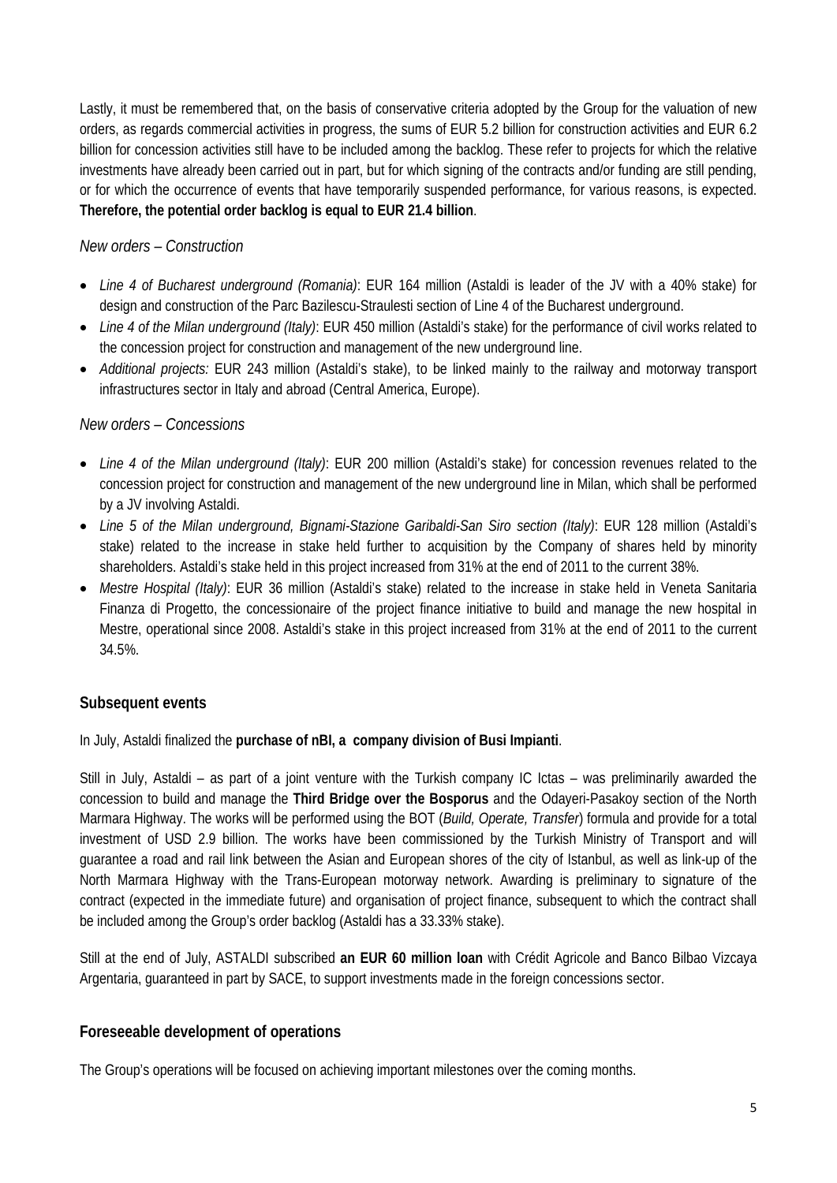Lastly, it must be remembered that, on the basis of conservative criteria adopted by the Group for the valuation of new orders, as regards commercial activities in progress, the sums of EUR 5.2 billion for construction activities and EUR 6.2 billion for concession activities still have to be included among the backlog. These refer to projects for which the relative investments have already been carried out in part, but for which signing of the contracts and/or funding are still pending, or for which the occurrence of events that have temporarily suspended performance, for various reasons, is expected. **Therefore, the potential order backlog is equal to EUR 21.4 billion**.

*New orders – Construction*

- *Line 4 of Bucharest underground (Romania)*: EUR 164 million (Astaldi is leader of the JV with a 40% stake) for design and construction of the Parc Bazilescu-Straulesti section of Line 4 of the Bucharest underground.
- *Line 4 of the Milan underground (Italy)*: EUR 450 million (Astaldi's stake) for the performance of civil works related to the concession project for construction and management of the new underground line.
- *Additional projects:* EUR 243 million (Astaldi's stake), to be linked mainly to the railway and motorway transport infrastructures sector in Italy and abroad (Central America, Europe).

*New orders – Concessions*

- *Line 4 of the Milan underground (Italy)*: EUR 200 million (Astaldi's stake) for concession revenues related to the concession project for construction and management of the new underground line in Milan, which shall be performed by a JV involving Astaldi.
- *Line 5 of the Milan underground, Bignami-Stazione Garibaldi-San Siro section (Italy)*: EUR 128 million (Astaldi's stake) related to the increase in stake held further to acquisition by the Company of shares held by minority shareholders. Astaldi's stake held in this project increased from 31% at the end of 2011 to the current 38%.
- *Mestre Hospital (Italy)*: EUR 36 million (Astaldi's stake) related to the increase in stake held in Veneta Sanitaria Finanza di Progetto, the concessionaire of the project finance initiative to build and manage the new hospital in Mestre, operational since 2008. Astaldi's stake in this project increased from 31% at the end of 2011 to the current 34.5%.

## Subsequent events

In July, Astaldi finalized the **purchase of nBI, a company division of Busi Impianti**.

Still in July, Astaldi – as part of a joint venture with the Turkish company IC Ictas – was preliminarily awarded the concession to build and manage the **Third Bridge over the Bosporus** and the Odayeri-Pasakoy section of the North Marmara Highway. The works will be performed using the BOT (*Build, Operate, Transfer*) formula and provide for a total investment of USD 2.9 billion. The works have been commissioned by the Turkish Ministry of Transport and will guarantee a road and rail link between the Asian and European shores of the city of Istanbul, as well as link-up of the North Marmara Highway with the Trans-European motorway network. Awarding is preliminary to signature of the contract (expected in the immediate future) and organisation of project finance, subsequent to which the contract shall be included among the Group's order backlog (Astaldi has a 33.33% stake).

Still at the end of July, ASTALDI subscribed **an EUR 60 million loan** with Crédit Agricole and Banco Bilbao Vizcaya Argentaria, guaranteed in part by SACE, to support investments made in the foreign concessions sector.

## Foreseeable development of operations

The Group's operations will be focused on achieving important milestones over the coming months.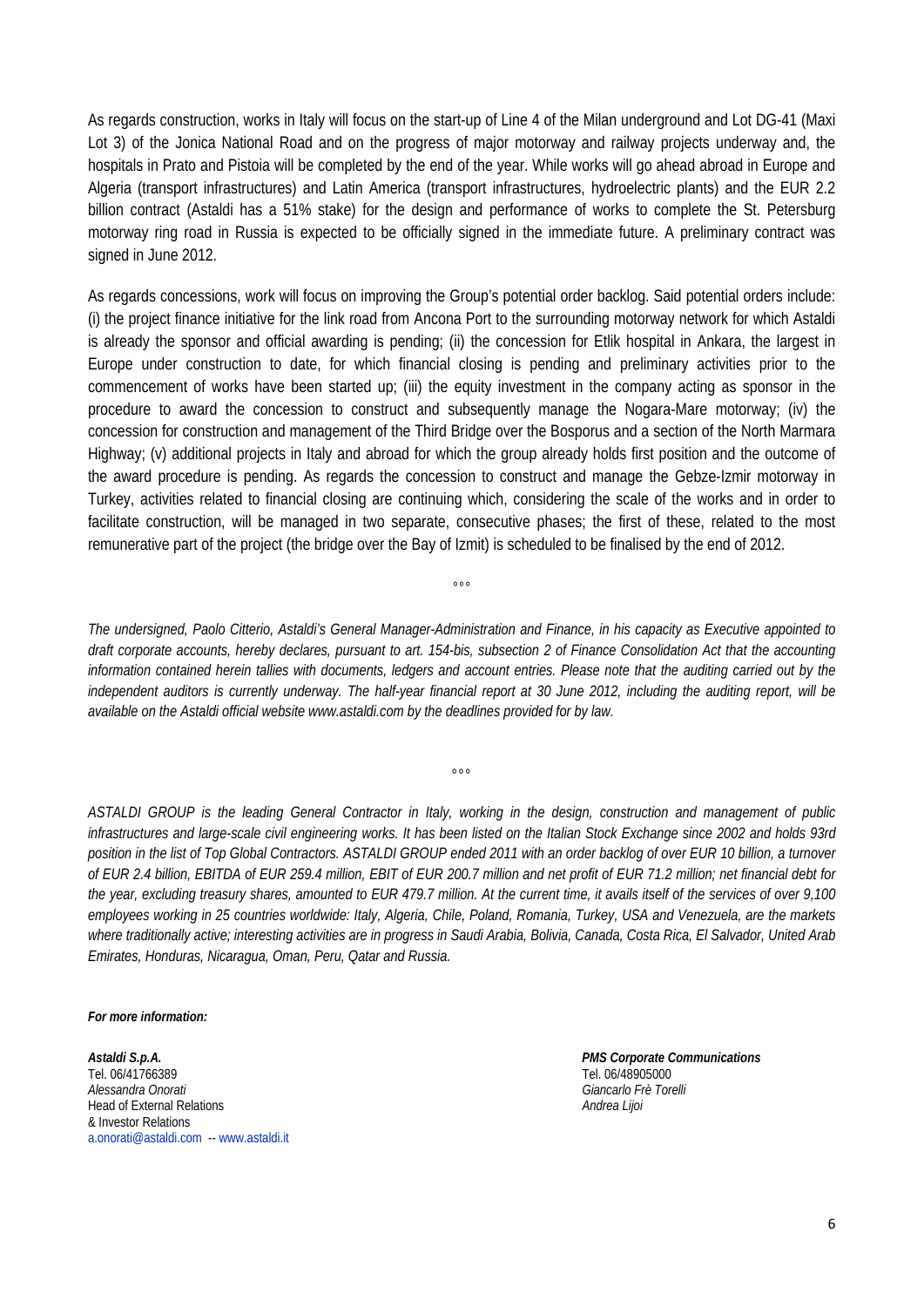As regards construction, works in Italy will focus on the start-up of Line 4 of the Milan underground and Lot DG-41 (Maxi Lot 3) of the Jonica National Road and on the progress of major motorway and railway projects underway and, the hospitals in Prato and Pistoia will be completed by the end of the year. While works will go ahead abroad in Europe and Algeria (transport infrastructures) and Latin America (transport infrastructures, hydroelectric plants) and the EUR 2.2 billion contract (Astaldi has a 51% stake) for the design and performance of works to complete the St. Petersburg motorway ring road in Russia is expected to be officially signed in the immediate future. A preliminary contract was signed in June 2012.

As regards concessions, work will focus on improving the Group's potential order backlog. Said potential orders include: (i) the project finance initiative for the link road from Ancona Port to the surrounding motorway network for which Astaldi is already the sponsor and official awarding is pending; (ii) the concession for Etlik hospital in Ankara, the largest in Europe under construction to date, for which financial closing is pending and preliminary activities prior to the commencement of works have been started up; (iii) the equity investment in the company acting as sponsor in the procedure to award the concession to construct and subsequently manage the Nogara-Mare motorway; (iv) the concession for construction and management of the Third Bridge over the Bosporus and a section of the North Marmara Highway; (v) additional projects in Italy and abroad for which the group already holds first position and the outcome of the award procedure is pending. As regards the concession to construct and manage the Gebze-Izmir motorway in Turkey, activities related to financial closing are continuing which, considering the scale of the works and in order to facilitate construction, will be managed in two separate, consecutive phases; the first of these, related to the most remunerative part of the project (the bridge over the Bay of Izmit) is scheduled to be finalised by the end of 2012.

°°°

*The undersigned, Paolo Citterio, Astaldi's General Manager-Administration and Finance, in his capacity as Executive appointed to draft corporate accounts, hereby declares, pursuant to art. 154-bis, subsection 2 of Finance Consolidation Act that the accounting information contained herein tallies with documents, ledgers and account entries. Please note that the auditing carried out by the independent auditors is currently underway. The half-year financial report at 30 June 2012, including the auditing report, will be available on the Astaldi official website www.astaldi.com by the deadlines provided for by law.*

°°°

*ASTALDI GROUP is the leading General Contractor in Italy, working in the design, construction and management of public infrastructures and large-scale civil engineering works. It has been listed on the Italian Stock Exchange since 2002 and holds 93rd position in the list of Top Global Contractors. ASTALDI GROUP ended 2011 with an order backlog of over EUR 10 billion, a turnover of EUR 2.4 billion, EBITDA of EUR 259.4 million, EBIT of EUR 200.7 million and net profit of EUR 71.2 million; net financial debt for the year, excluding treasury shares, amounted to EUR 479.7 million. At the current time, it avails itself of the services of over 9,100 employees working in 25 countries worldwide: Italy, Algeria, Chile, Poland, Romania, Turkey, USA and Venezuela, are the markets where traditionally active; interesting activities are in progress in Saudi Arabia, Bolivia, Canada, Costa Rica, El Salvador, United Arab Emirates, Honduras, Nicaragua, Oman, Peru, Qatar and Russia.*

***For more information:***

***Astaldi S.p.A.***
Tel. 06/41766389
*Alessandra Onorati*
Head of External Relations
& Investor Relations
a.onorati@astaldi.com -- www.astaldi.it

***PMS Corporate Communications***
Tel. 06/48905000
*Giancarlo Frè Torelli*
*Andrea Lijoi*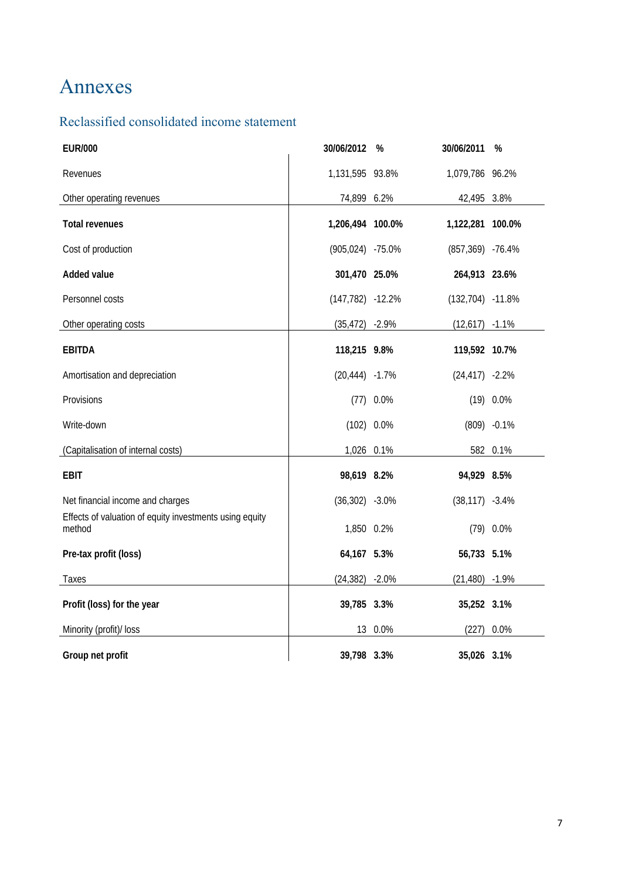# Annexes

## Reclassified consolidated income statement

| EUR/000 | 30/06/2012 | % | 30/06/2011 | % |
|---|---|---|---|---|
| Revenues | 1,131,595 | 93.8% | 1,079,786 | 96.2% |
| Other operating revenues | 74,899 | 6.2% | 42,495 | 3.8% |
| **Total revenues** | **1,206,494** | **100.0%** | **1,122,281** | **100.0%** |
| Cost of production | (905,024) | -75.0% | (857,369) | -76.4% |
| **Added value** | **301,470** | **25.0%** | **264,913** | **23.6%** |
| Personnel costs | (147,782) | -12.2% | (132,704) | -11.8% |
| Other operating costs | (35,472) | -2.9% | (12,617) | -1.1% |
| **EBITDA** | **118,215** | **9.8%** | **119,592** | **10.7%** |
| Amortisation and depreciation | (20,444) | -1.7% | (24,417) | -2.2% |
| Provisions | (77) | 0.0% | (19) | 0.0% |
| Write-down | (102) | 0.0% | (809) | -0.1% |
| (Capitalisation of internal costs) | 1,026 | 0.1% | 582 | 0.1% |
| **EBIT** | **98,619** | **8.2%** | **94,929** | **8.5%** |
| Net financial income and charges | (36,302) | -3.0% | (38,117) | -3.4% |
| Effects of valuation of equity investments using equity method | 1,850 | 0.2% | (79) | 0.0% |
| **Pre-tax profit (loss)** | **64,167** | **5.3%** | **56,733** | **5.1%** |
| Taxes | (24,382) | -2.0% | (21,480) | -1.9% |
| **Profit (loss) for the year** | **39,785** | **3.3%** | **35,252** | **3.1%** |
| Minority (profit)/ loss | 13 | 0.0% | (227) | 0.0% |
| **Group net profit** | **39,798** | **3.3%** | **35,026** | **3.1%** |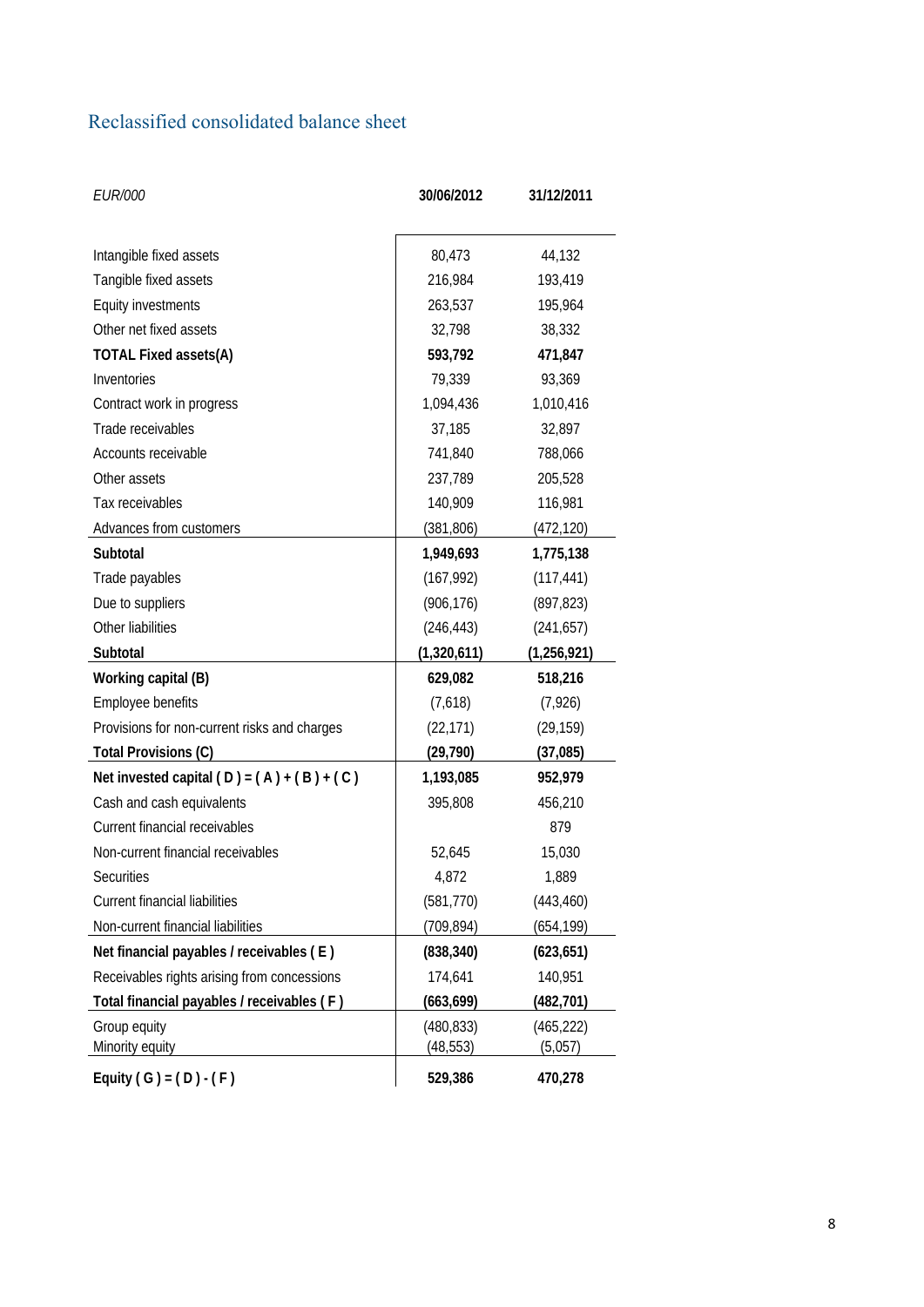## Reclassified consolidated balance sheet

| *EUR/000* | **30/06/2012** | **31/12/2011** |
|---|---|---|
| Intangible fixed assets | 80,473 | 44,132 |
| Tangible fixed assets | 216,984 | 193,419 |
| Equity investments | 263,537 | 195,964 |
| Other net fixed assets | 32,798 | 38,332 |
| **TOTAL Fixed assets(A)** | **593,792** | **471,847** |
| Inventories | 79,339 | 93,369 |
| Contract work in progress | 1,094,436 | 1,010,416 |
| Trade receivables | 37,185 | 32,897 |
| Accounts receivable | 741,840 | 788,066 |
| Other assets | 237,789 | 205,528 |
| Tax receivables | 140,909 | 116,981 |
| Advances from customers | (381,806) | (472,120) |
| **Subtotal** | **1,949,693** | **1,775,138** |
| Trade payables | (167,992) | (117,441) |
| Due to suppliers | (906,176) | (897,823) |
| Other liabilities | (246,443) | (241,657) |
| **Subtotal** | **(1,320,611)** | **(1,256,921)** |
| **Working capital (B)** | **629,082** | **518,216** |
| Employee benefits | (7,618) | (7,926) |
| Provisions for non-current risks and charges | (22,171) | (29,159) |
| **Total Provisions (C)** | **(29,790)** | **(37,085)** |
| **Net invested capital ( D ) = ( A ) + ( B ) + ( C )** | **1,193,085** | **952,979** |
| Cash and cash equivalents | 395,808 | 456,210 |
| Current financial receivables | | 879 |
| Non-current financial receivables | 52,645 | 15,030 |
| Securities | 4,872 | 1,889 |
| Current financial liabilities | (581,770) | (443,460) |
| Non-current financial liabilities | (709,894) | (654,199) |
| **Net financial payables / receivables ( E )** | **(838,340)** | **(623,651)** |
| Receivables rights arising from concessions | 174,641 | 140,951 |
| **Total financial payables / receivables ( F )** | **(663,699)** | **(482,701)** |
| Group equity | (480,833) | (465,222) |
| Minority equity | (48,553) | (5,057) |
| **Equity ( G ) = ( D ) - ( F )** | **529,386** | **470,278** |